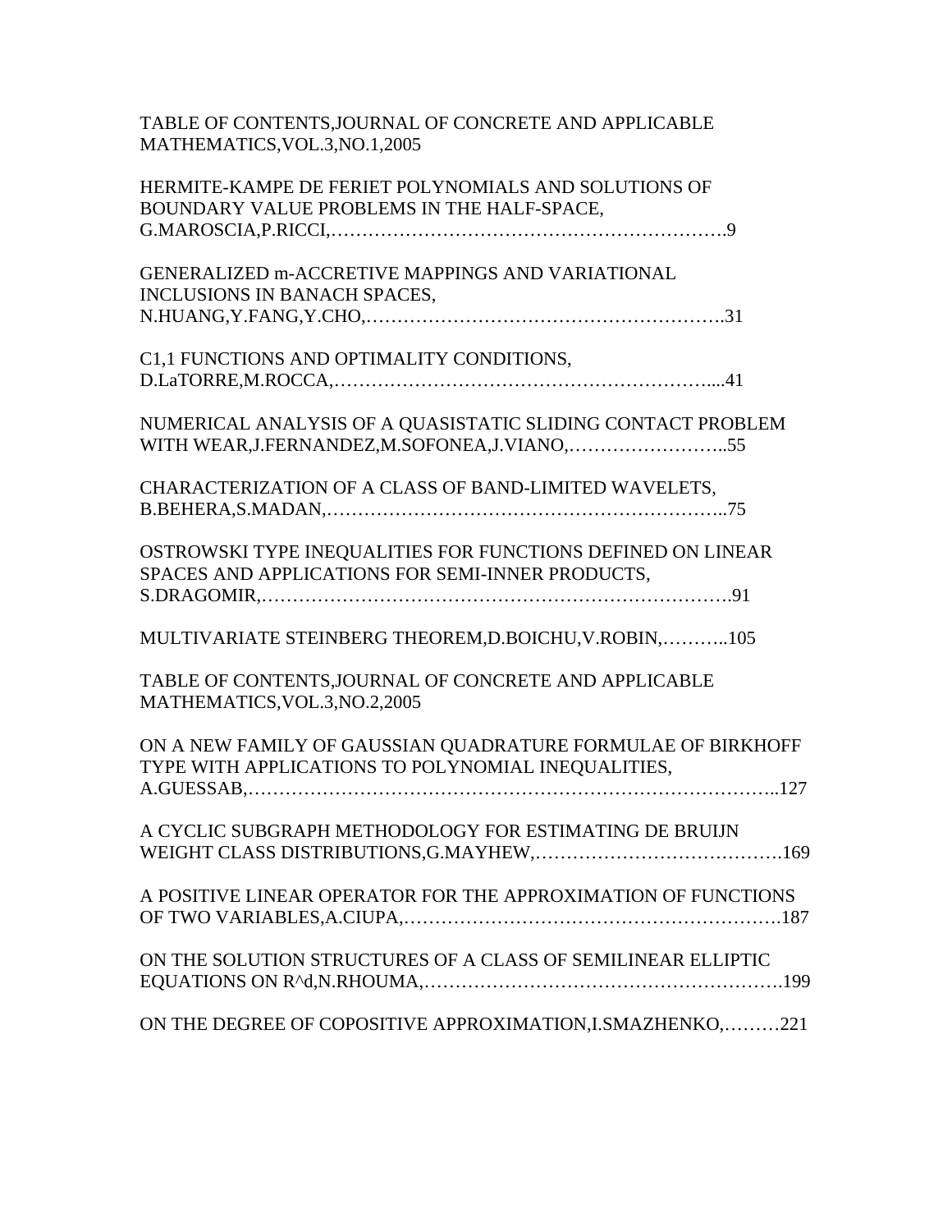TABLE OF CONTENTS,JOURNAL OF CONCRETE AND APPLICABLE MATHEMATICS,VOL.3,NO.1,2005

HERMITE-KAMPE DE FERIET POLYNOMIALS AND SOLUTIONS OF BOUNDARY VALUE PROBLEMS IN THE HALF-SPACE, G.MAROSCIA,P.RICCI,……………………………………………………….9

GENERALIZED m-ACCRETIVE MAPPINGS AND VARIATIONAL INCLUSIONS IN BANACH SPACES, N.HUANG,Y.FANG,Y.CHO,……………………………………………….31

C1,1 FUNCTIONS AND OPTIMALITY CONDITIONS, D.LaTORRE,M.ROCCA,……………………………………………………....41

NUMERICAL ANALYSIS OF A QUASISTATIC SLIDING CONTACT PROBLEM WITH WEAR,J.FERNANDEZ,M.SOFONEA,J.VIANO,……………………..55

CHARACTERIZATION OF A CLASS OF BAND-LIMITED WAVELETS, B.BEHERA,S.MADAN,……………………………………………………..75

OSTROWSKI TYPE INEQUALITIES FOR FUNCTIONS DEFINED ON LINEAR SPACES AND APPLICATIONS FOR SEMI-INNER PRODUCTS, S.DRAGOMIR,……………………………………………………………….91

MULTIVARIATE STEINBERG THEOREM,D.BOICHU,V.ROBIN,………..105

TABLE OF CONTENTS,JOURNAL OF CONCRETE AND APPLICABLE MATHEMATICS,VOL.3,NO.2,2005

ON A NEW FAMILY OF GAUSSIAN QUADRATURE FORMULAE OF BIRKHOFF TYPE WITH APPLICATIONS TO POLYNOMIAL INEQUALITIES, A.GUESSAB,………………………………………………………………………..127

A CYCLIC SUBGRAPH METHODOLOGY FOR ESTIMATING DE BRUIJN WEIGHT CLASS DISTRIBUTIONS,G.MAYHEW,…………………………………169

A POSITIVE LINEAR OPERATOR FOR THE APPROXIMATION OF FUNCTIONS OF TWO VARIABLES,A.CIUPA,…………………………………………………187

ON THE SOLUTION STRUCTURES OF A CLASS OF SEMILINEAR ELLIPTIC EQUATIONS ON R^d,N.RHOUMA,……………………………………………….199

ON THE DEGREE OF COPOSITIVE APPROXIMATION,I.SMAZHENKO,………221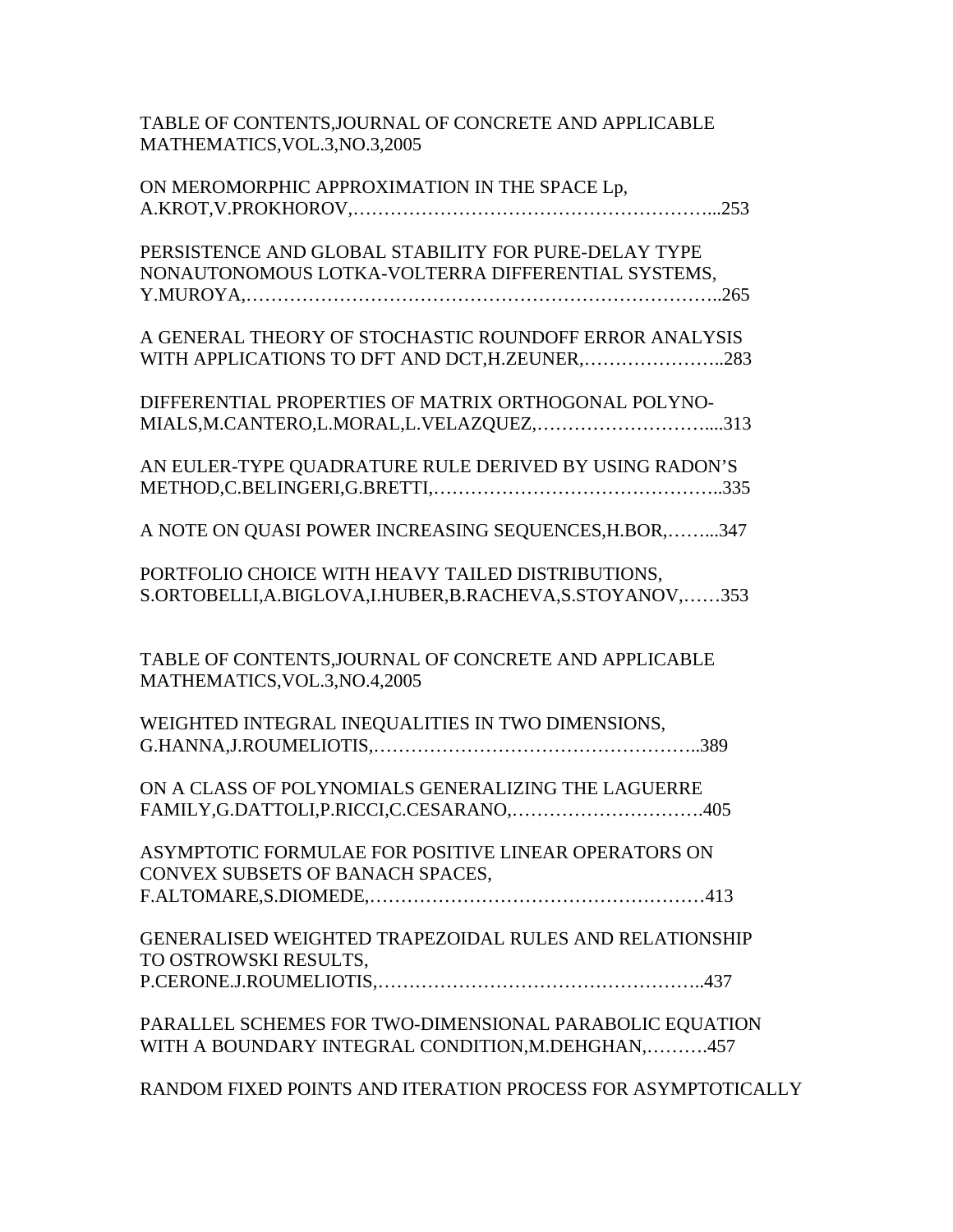TABLE OF CONTENTS,JOURNAL OF CONCRETE AND APPLICABLE MATHEMATICS,VOL.3,NO.3,2005

ON MEROMORPHIC APPROXIMATION IN THE SPACE Lp, A.KROT,V.PROKHOROV,…………………………………………………...253

PERSISTENCE AND GLOBAL STABILITY FOR PURE-DELAY TYPE NONAUTONOMOUS LOTKA-VOLTERRA DIFFERENTIAL SYSTEMS, Y.MUROYA,………………………………………………….……………..265

A GENERAL THEORY OF STOCHASTIC ROUNDOFF ERROR ANALYSIS WITH APPLICATIONS TO DFT AND DCT,H.ZEUNER,…………………..283

DIFFERENTIAL PROPERTIES OF MATRIX ORTHOGONAL POLYNOMIALS,M.CANTERO,L.MORAL,L.VELAZQUEZ,………………………....313

AN EULER-TYPE QUADRATURE RULE DERIVED BY USING RADON'S METHOD,C.BELINGERI,G.BRETTI,………………………………………..335

A NOTE ON QUASI POWER INCREASING SEQUENCES,H.BOR,……...347

PORTFOLIO CHOICE WITH HEAVY TAILED DISTRIBUTIONS, S.ORTOBELLI,A.BIGLOVA,I.HUBER,B.RACHEVA,S.STOYANOV,……353

TABLE OF CONTENTS,JOURNAL OF CONCRETE AND APPLICABLE MATHEMATICS,VOL.3,NO.4,2005

WEIGHTED INTEGRAL INEQUALITIES IN TWO DIMENSIONS, G.HANNA,J.ROUMELIOTIS,……………………………………………..389

ON A CLASS OF POLYNOMIALS GENERALIZING THE LAGUERRE FAMILY,G.DATTOLI,P.RICCI,C.CESARANO,………………………….405

ASYMPTOTIC FORMULAE FOR POSITIVE LINEAR OPERATORS ON CONVEX SUBSETS OF BANACH SPACES, F.ALTOMARE,S.DIOMEDE,………………………………………………413

GENERALISED WEIGHTED TRAPEZOIDAL RULES AND RELATIONSHIP TO OSTROWSKI RESULTS, P.CERONE.J.ROUMELIOTIS,……………………………………………..437

PARALLEL SCHEMES FOR TWO-DIMENSIONAL PARABOLIC EQUATION WITH A BOUNDARY INTEGRAL CONDITION,M.DEHGHAN,……….457

RANDOM FIXED POINTS AND ITERATION PROCESS FOR ASYMPTOTICALLY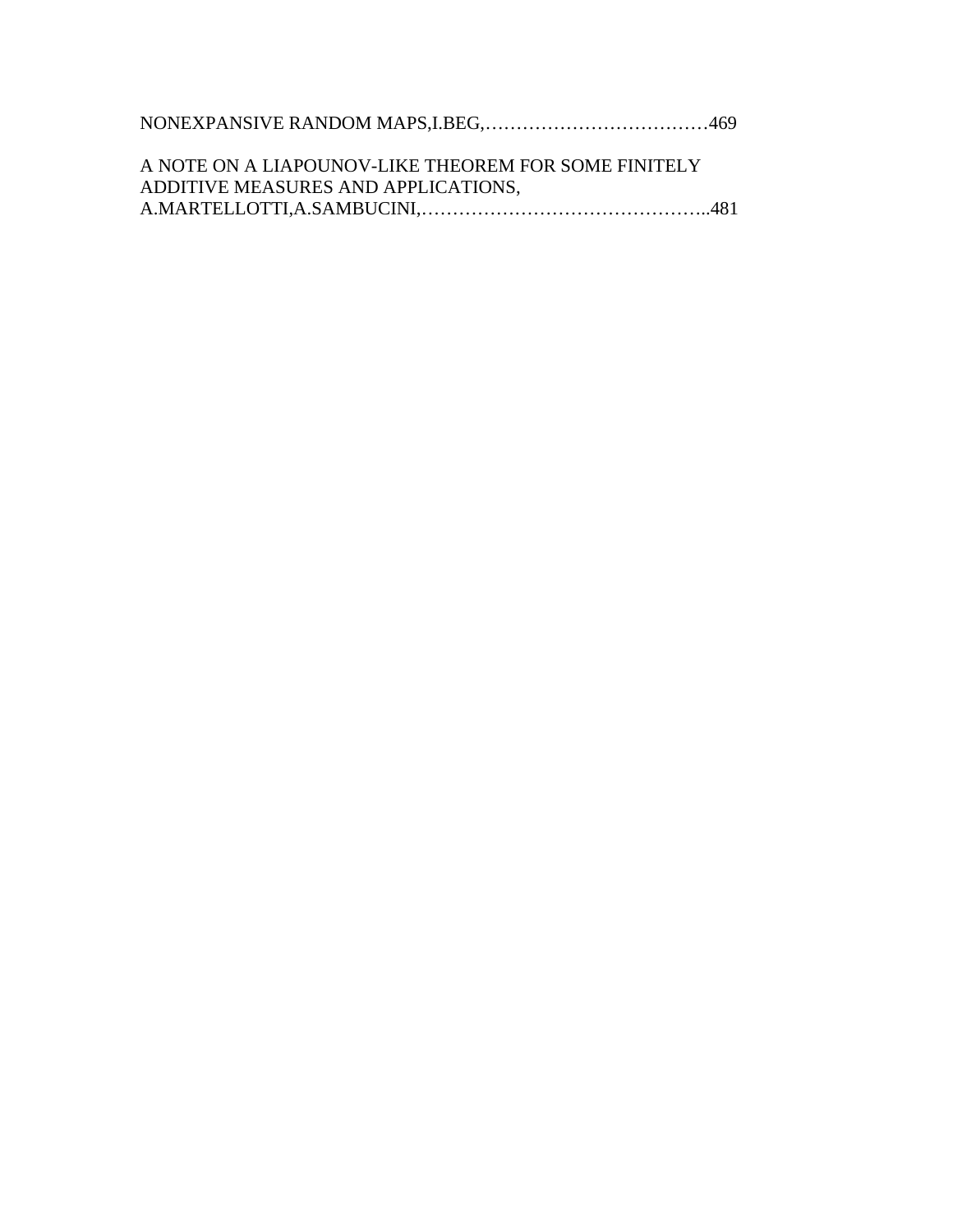NONEXPANSIVE RANDOM MAPS,I.BEG,………………………………469

A NOTE ON A LIAPOUNOV-LIKE THEOREM FOR SOME FINITELY ADDITIVE MEASURES AND APPLICATIONS, A.MARTELLOTTI,A.SAMBUCINI,………………………………………..481